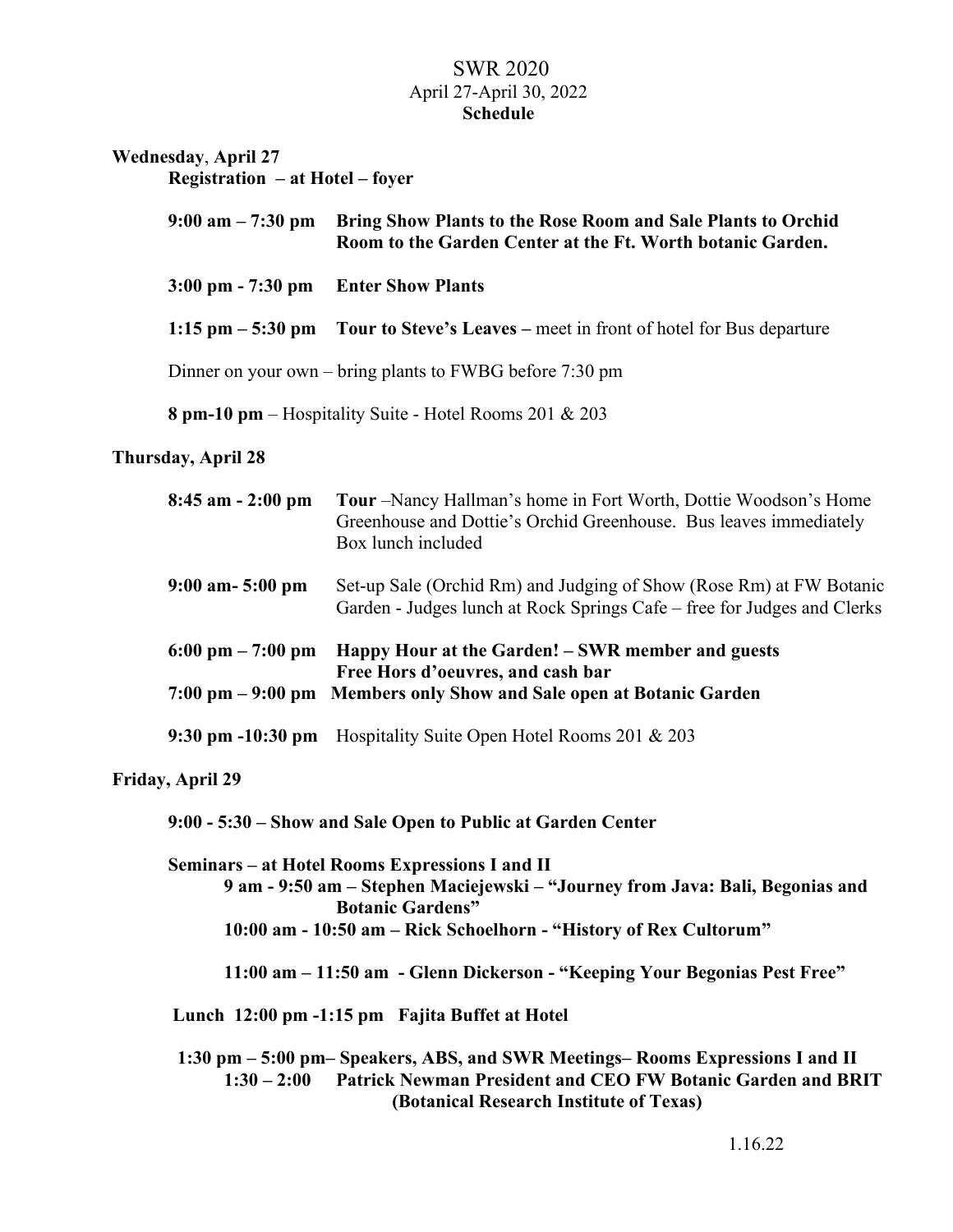# SWR 2020

April 27-April 30, 2022

**Schedule**

## Wednesday, April 27

**Registration – at Hotel – foyer**

**9:00 am – 7:30 pm** **Bring Show Plants to the Rose Room and Sale Plants to Orchid Room to the Garden Center at the Ft. Worth botanic Garden.**

**3:00 pm - 7:30 pm** **Enter Show Plants**

**1:15 pm – 5:30 pm** **Tour to Steve's Leaves –** meet in front of hotel for Bus departure

Dinner on your own – bring plants to FWBG before 7:30 pm

**8 pm-10 pm** – Hospitality Suite - Hotel Rooms 201 & 203

## Thursday, April 28

**8:45 am - 2:00 pm** **Tour** –Nancy Hallman's home in Fort Worth, Dottie Woodson's Home Greenhouse and Dottie's Orchid Greenhouse. Bus leaves immediately Box lunch included

**9:00 am- 5:00 pm** Set-up Sale (Orchid Rm) and Judging of Show (Rose Rm) at FW Botanic Garden - Judges lunch at Rock Springs Cafe – free for Judges and Clerks

**6:00 pm – 7:00 pm** **Happy Hour at the Garden! – SWR member and guests Free Hors d'oeuvres, and cash bar**

**7:00 pm – 9:00 pm** **Members only Show and Sale open at Botanic Garden**

**9:30 pm -10:30 pm** Hospitality Suite Open Hotel Rooms 201 & 203

## Friday, April 29

**9:00 - 5:30 – Show and Sale Open to Public at Garden Center**

**Seminars – at Hotel Rooms Expressions I and II**

**9 am - 9:50 am – Stephen Maciejewski – "Journey from Java: Bali, Begonias and Botanic Gardens"**

**10:00 am - 10:50 am – Rick Schoelhorn - "History of Rex Cultorum"**

**11:00 am – 11:50 am - Glenn Dickerson - "Keeping Your Begonias Pest Free"**

**Lunch 12:00 pm -1:15 pm Fajita Buffet at Hotel**

**1:30 pm – 5:00 pm– Speakers, ABS, and SWR Meetings– Rooms Expressions I and II**

**1:30 – 2:00** **Patrick Newman President and CEO FW Botanic Garden and BRIT (Botanical Research Institute of Texas)**

1.16.22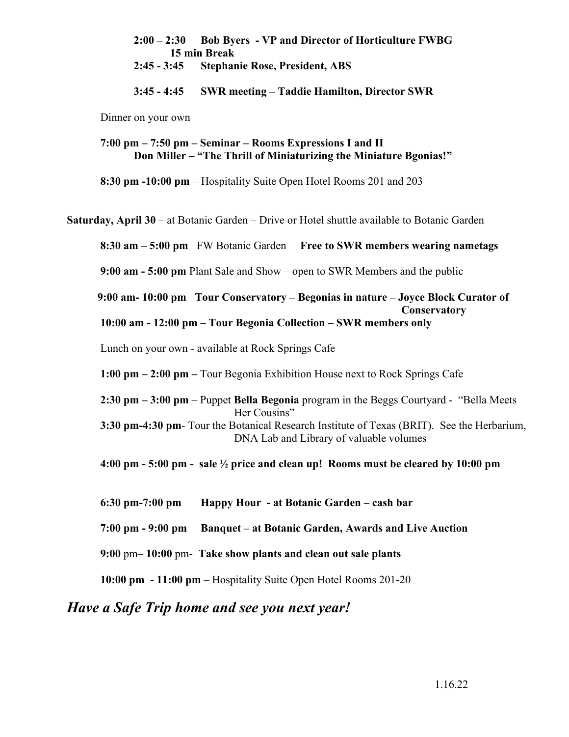**2:00 – 2:30 Bob Byers - VP and Director of Horticulture FWBG**
**15 min Break**
**2:45 - 3:45 Stephanie Rose, President, ABS**

**3:45 - 4:45 SWR meeting – Taddie Hamilton, Director SWR**

Dinner on your own

**7:00 pm – 7:50 pm – Seminar – Rooms Expressions I and II**
**Don Miller – "The Thrill of Miniaturizing the Miniature Bgonias!"**

**8:30 pm -10:00 pm** – Hospitality Suite Open Hotel Rooms 201 and 203

**Saturday, April 30** – at Botanic Garden – Drive or Hotel shuttle available to Botanic Garden

**8:30 am** – **5:00 pm** FW Botanic Garden **Free to SWR members wearing nametags**

**9:00 am - 5:00 pm** Plant Sale and Show – open to SWR Members and the public

**9:00 am- 10:00 pm Tour Conservatory – Begonias in nature – Joyce Block Curator of Conservatory**

**10:00 am - 12:00 pm – Tour Begonia Collection – SWR members only**

Lunch on your own - available at Rock Springs Cafe

**1:00 pm – 2:00 pm –** Tour Begonia Exhibition House next to Rock Springs Cafe

**2:30 pm – 3:00 pm** – Puppet **Bella Begonia** program in the Beggs Courtyard - "Bella Meets Her Cousins"

**3:30 pm-4:30 pm**- Tour the Botanical Research Institute of Texas (BRIT). See the Herbarium, DNA Lab and Library of valuable volumes

**4:00 pm - 5:00 pm - sale ½ price and clean up! Rooms must be cleared by 10:00 pm**

**6:30 pm-7:00 pm Happy Hour - at Botanic Garden – cash bar**

**7:00 pm - 9:00 pm Banquet – at Botanic Garden, Awards and Live Auction**

**9:00** pm– **10:00** pm- **Take show plants and clean out sale plants**

**10:00 pm - 11:00 pm** – Hospitality Suite Open Hotel Rooms 201-20

***Have a Safe Trip home and see you next year!***

1.16.22